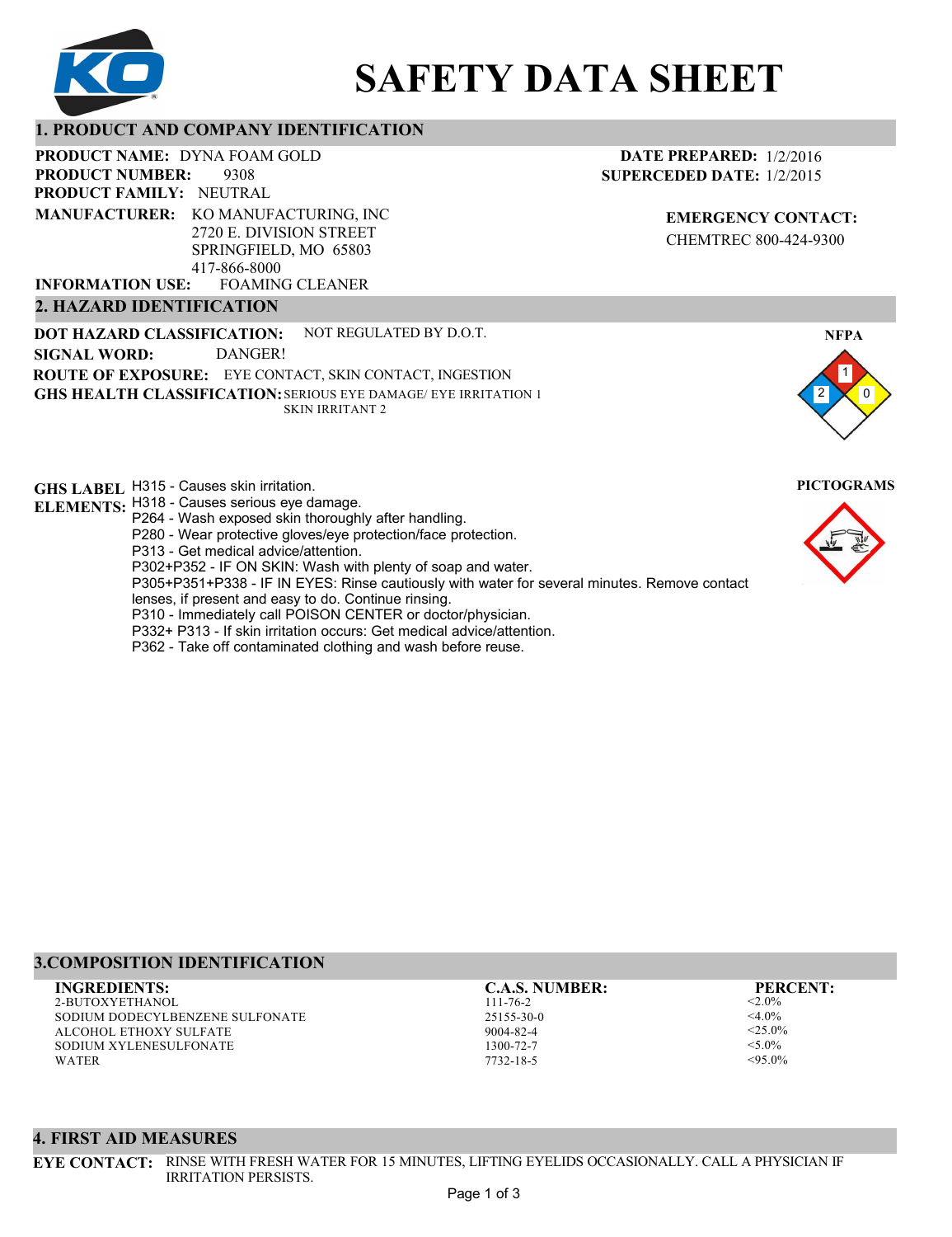# SAFETY DATA SHEET

## 1. PRODUCT AND COMPANY IDENTIFICATION

**PRODUCT NAME:** DYNA FOAM GOLD
**PRODUCT NUMBER:** 9308
**PRODUCT FAMILY:** NEUTRAL
**MANUFACTURER:** KO MANUFACTURING, INC
2720 E. DIVISION STREET
SPRINGFIELD, MO 65803
417-866-8000
**INFORMATION USE:** FOAMING CLEANER

**DATE PREPARED:** 1/2/2016
**SUPERCEDED DATE:** 1/2/2015

**EMERGENCY CONTACT:**
CHEMTREC 800-424-9300

## 2. HAZARD IDENTIFICATION

**DOT HAZARD CLASSIFICATION:** NOT REGULATED BY D.O.T.
**SIGNAL WORD:** DANGER!
**ROUTE OF EXPOSURE:** EYE CONTACT, SKIN CONTACT, INGESTION
**GHS HEALTH CLASSIFICATION:** SERIOUS EYE DAMAGE/ EYE IRRITATION 1
SKIN IRRITANT 2

**NFPA**
Health: 2
Flammability: 1
Reactivity: 0

**GHS LABEL ELEMENTS:**
H315 - Causes skin irritation.
H318 - Causes serious eye damage.
P264 - Wash exposed skin thoroughly after handling.
P280 - Wear protective gloves/eye protection/face protection.
P313 - Get medical advice/attention.
P302+P352 - IF ON SKIN: Wash with plenty of soap and water.
P305+P351+P338 - IF IN EYES: Rinse cautiously with water for several minutes. Remove contact lenses, if present and easy to do. Continue rinsing.
P310 - Immediately call POISON CENTER or doctor/physician.
P332+ P313 - If skin irritation occurs: Get medical advice/attention.
P362 - Take off contaminated clothing and wash before reuse.

**PICTOGRAMS**

## 3.COMPOSITION IDENTIFICATION

| INGREDIENTS: | C.A.S. NUMBER: | PERCENT: |
|---|---|---|
| 2-BUTOXYETHANOL | 111-76-2 | <2.0% |
| SODIUM DODECYLBENZENE SULFONATE | 25155-30-0 | <4.0% |
| ALCOHOL ETHOXY SULFATE | 9004-82-4 | <25.0% |
| SODIUM XYLENESULFONATE | 1300-72-7 | <5.0% |
| WATER | 7732-18-5 | <95.0% |

## 4. FIRST AID MEASURES

**EYE CONTACT:** RINSE WITH FRESH WATER FOR 15 MINUTES, LIFTING EYELIDS OCCASIONALLY. CALL A PHYSICIAN IF IRRITATION PERSISTS.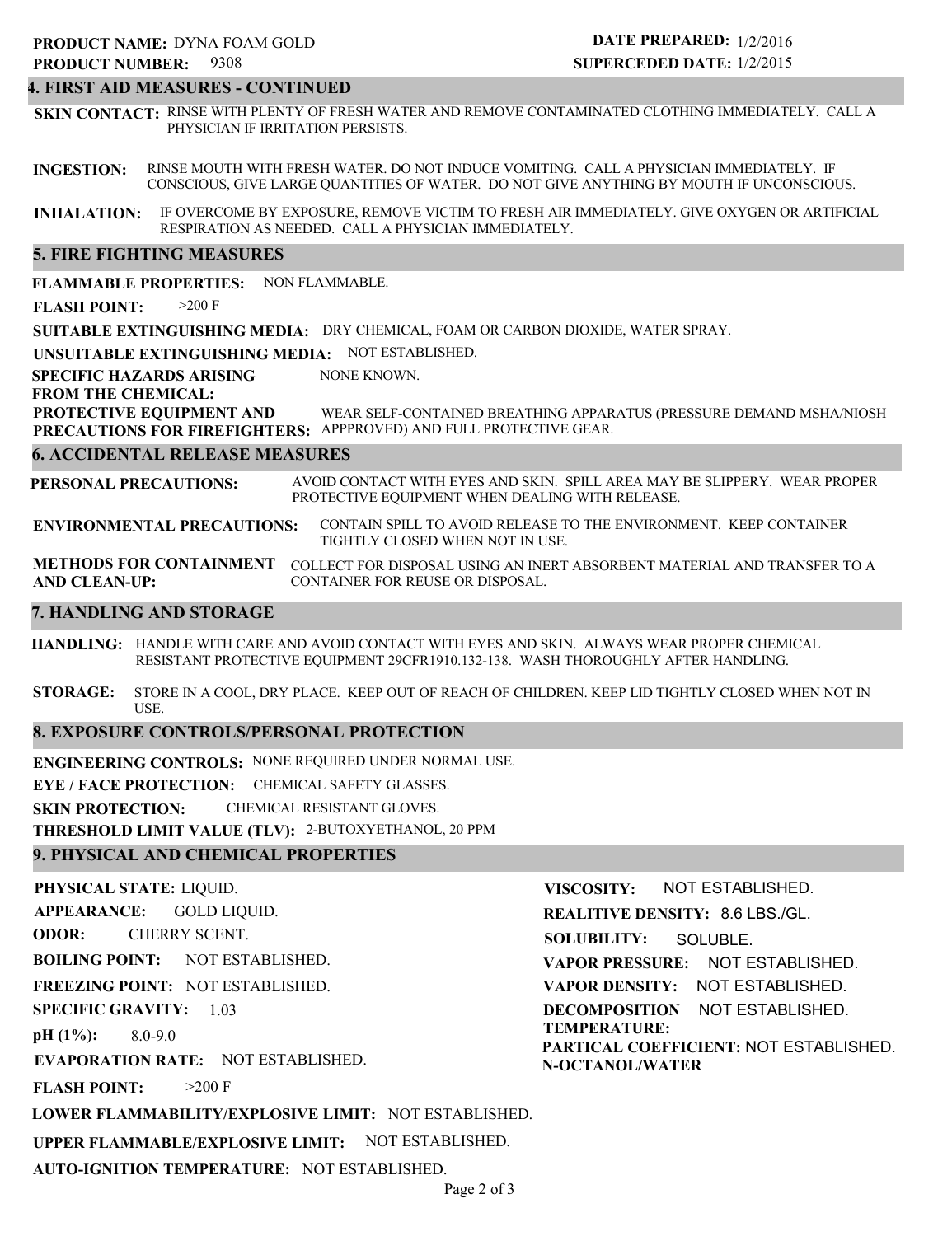**PRODUCT NAME:** DYNA FOAM GOLD
**PRODUCT NUMBER:** 9308

**DATE PREPARED:** 1/2/2016
**SUPERCEDED DATE:** 1/2/2015

## 4. FIRST AID MEASURES - CONTINUED

**SKIN CONTACT:** RINSE WITH PLENTY OF FRESH WATER AND REMOVE CONTAMINATED CLOTHING IMMEDIATELY. CALL A PHYSICIAN IF IRRITATION PERSISTS.

**INGESTION:** RINSE MOUTH WITH FRESH WATER. DO NOT INDUCE VOMITING. CALL A PHYSICIAN IMMEDIATELY. IF CONSCIOUS, GIVE LARGE QUANTITIES OF WATER. DO NOT GIVE ANYTHING BY MOUTH IF UNCONSCIOUS.

**INHALATION:** IF OVERCOME BY EXPOSURE, REMOVE VICTIM TO FRESH AIR IMMEDIATELY. GIVE OXYGEN OR ARTIFICIAL RESPIRATION AS NEEDED. CALL A PHYSICIAN IMMEDIATELY.

## 5. FIRE FIGHTING MEASURES

**FLAMMABLE PROPERTIES:** NON FLAMMABLE.

**FLASH POINT:** >200 F

**SUITABLE EXTINGUISHING MEDIA:** DRY CHEMICAL, FOAM OR CARBON DIOXIDE, WATER SPRAY.

**UNSUITABLE EXTINGUISHING MEDIA:** NOT ESTABLISHED.

**SPECIFIC HAZARDS ARISING FROM THE CHEMICAL:** NONE KNOWN.

**PROTECTIVE EQUIPMENT AND PRECAUTIONS FOR FIREFIGHTERS:** WEAR SELF-CONTAINED BREATHING APPARATUS (PRESSURE DEMAND MSHA/NIOSH APPPROVED) AND FULL PROTECTIVE GEAR.

## 6. ACCIDENTAL RELEASE MEASURES

**PERSONAL PRECAUTIONS:** AVOID CONTACT WITH EYES AND SKIN. SPILL AREA MAY BE SLIPPERY. WEAR PROPER PROTECTIVE EQUIPMENT WHEN DEALING WITH RELEASE.

**ENVIRONMENTAL PRECAUTIONS:** CONTAIN SPILL TO AVOID RELEASE TO THE ENVIRONMENT. KEEP CONTAINER TIGHTLY CLOSED WHEN NOT IN USE.

**METHODS FOR CONTAINMENT AND CLEAN-UP:** COLLECT FOR DISPOSAL USING AN INERT ABSORBENT MATERIAL AND TRANSFER TO A CONTAINER FOR REUSE OR DISPOSAL.

## 7. HANDLING AND STORAGE

**HANDLING:** HANDLE WITH CARE AND AVOID CONTACT WITH EYES AND SKIN. ALWAYS WEAR PROPER CHEMICAL RESISTANT PROTECTIVE EQUIPMENT 29CFR1910.132-138. WASH THOROUGHLY AFTER HANDLING.

**STORAGE:** STORE IN A COOL, DRY PLACE. KEEP OUT OF REACH OF CHILDREN. KEEP LID TIGHTLY CLOSED WHEN NOT IN USE.

## 8. EXPOSURE CONTROLS/PERSONAL PROTECTION

**ENGINEERING CONTROLS:** NONE REQUIRED UNDER NORMAL USE.

**EYE / FACE PROTECTION:** CHEMICAL SAFETY GLASSES.

**SKIN PROTECTION:** CHEMICAL RESISTANT GLOVES.

**THRESHOLD LIMIT VALUE (TLV):** 2-BUTOXYETHANOL, 20 PPM

## 9. PHYSICAL AND CHEMICAL PROPERTIES

**PHYSICAL STATE:** LIQUID.

**APPEARANCE:** GOLD LIQUID.

**ODOR:** CHERRY SCENT.

**BOILING POINT:** NOT ESTABLISHED.

**FREEZING POINT:** NOT ESTABLISHED.

**SPECIFIC GRAVITY:** 1.03

**pH (1%):** 8.0-9.0

**EVAPORATION RATE:** NOT ESTABLISHED.

**FLASH POINT:** >200 F

**LOWER FLAMMABILITY/EXPLOSIVE LIMIT:** NOT ESTABLISHED.

**UPPER FLAMMABLE/EXPLOSIVE LIMIT:** NOT ESTABLISHED.

**AUTO-IGNITION TEMPERATURE:** NOT ESTABLISHED.

**VISCOSITY:** NOT ESTABLISHED.

**REALITIVE DENSITY:** 8.6 LBS./GL.

**SOLUBILITY:** SOLUBLE.

**VAPOR PRESSURE:** NOT ESTABLISHED.

**VAPOR DENSITY:** NOT ESTABLISHED.

**DECOMPOSITION TEMPERATURE:** NOT ESTABLISHED.

**PARTICAL COEFFICIENT: N-OCTANOL/WATER** NOT ESTABLISHED.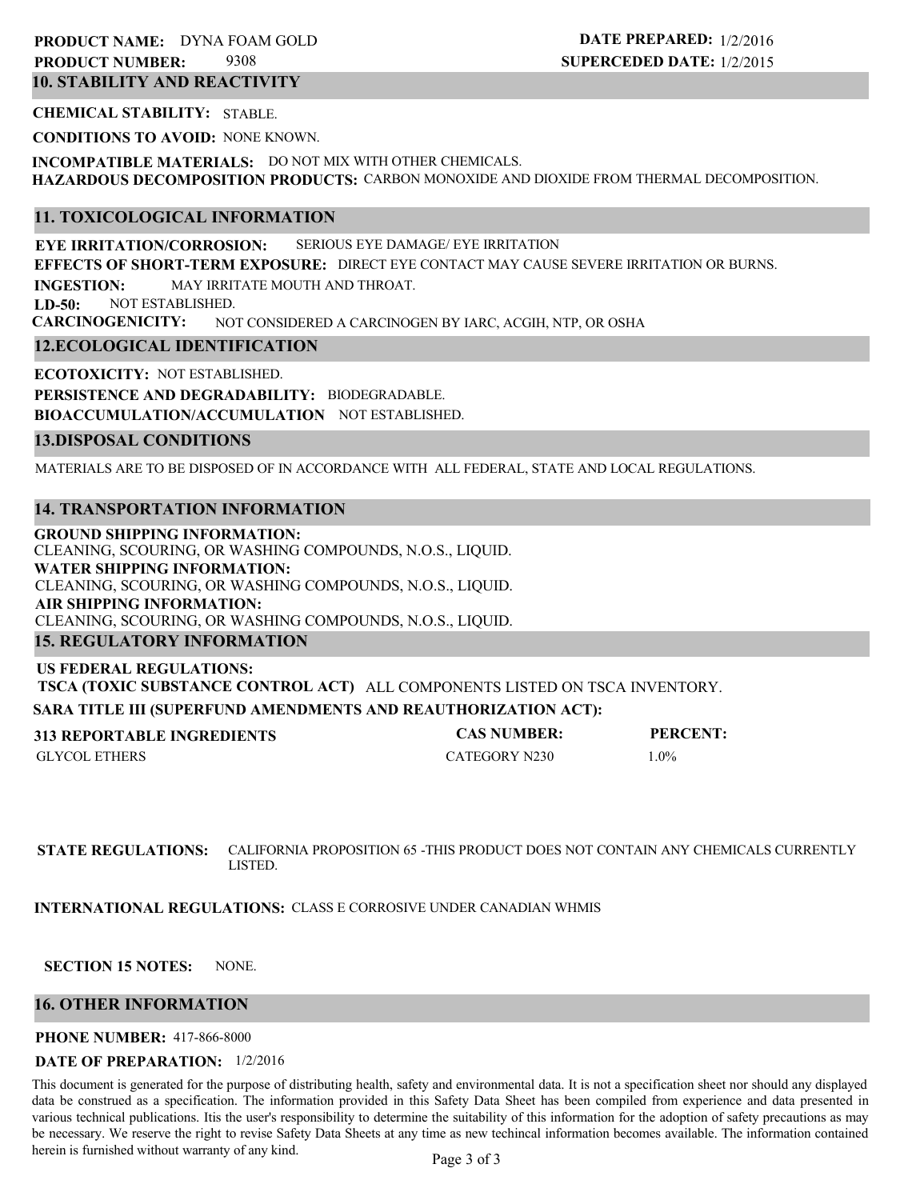**PRODUCT NAME:** DYNA FOAM GOLD
**PRODUCT NUMBER:** 9308

**DATE PREPARED:** 1/2/2016
**SUPERCEDED DATE:** 1/2/2015

## 10. STABILITY AND REACTIVITY

**CHEMICAL STABILITY:** STABLE.

**CONDITIONS TO AVOID:** NONE KNOWN.

**INCOMPATIBLE MATERIALS:** DO NOT MIX WITH OTHER CHEMICALS.

**HAZARDOUS DECOMPOSITION PRODUCTS:** CARBON MONOXIDE AND DIOXIDE FROM THERMAL DECOMPOSITION.

## 11. TOXICOLOGICAL INFORMATION

**EYE IRRITATION/CORROSION:** SERIOUS EYE DAMAGE/ EYE IRRITATION

**EFFECTS OF SHORT-TERM EXPOSURE:** DIRECT EYE CONTACT MAY CAUSE SEVERE IRRITATION OR BURNS.

**INGESTION:** MAY IRRITATE MOUTH AND THROAT.

**LD-50:** NOT ESTABLISHED.

**CARCINOGENICITY:** NOT CONSIDERED A CARCINOGEN BY IARC, ACGIH, NTP, OR OSHA

## 12.ECOLOGICAL IDENTIFICATION

**ECOTOXICITY:** NOT ESTABLISHED.

**PERSISTENCE AND DEGRADABILITY:** BIODEGRADABLE.

**BIOACCUMULATION/ACCUMULATION** NOT ESTABLISHED.

## 13.DISPOSAL CONDITIONS

MATERIALS ARE TO BE DISPOSED OF IN ACCORDANCE WITH ALL FEDERAL, STATE AND LOCAL REGULATIONS.

## 14. TRANSPORTATION INFORMATION

**GROUND SHIPPING INFORMATION:**
CLEANING, SCOURING, OR WASHING COMPOUNDS, N.O.S., LIQUID.

**WATER SHIPPING INFORMATION:**
CLEANING, SCOURING, OR WASHING COMPOUNDS, N.O.S., LIQUID.

**AIR SHIPPING INFORMATION:**
CLEANING, SCOURING, OR WASHING COMPOUNDS, N.O.S., LIQUID.

## 15. REGULATORY INFORMATION

**US FEDERAL REGULATIONS:**

**TSCA (TOXIC SUBSTANCE CONTROL ACT)** ALL COMPONENTS LISTED ON TSCA INVENTORY.

**SARA TITLE III (SUPERFUND AMENDMENTS AND REAUTHORIZATION ACT):**

| 313 REPORTABLE INGREDIENTS | CAS NUMBER: | PERCENT: |
|---|---|---|
| GLYCOL ETHERS | CATEGORY N230 | 1.0% |

**STATE REGULATIONS:** CALIFORNIA PROPOSITION 65 -THIS PRODUCT DOES NOT CONTAIN ANY CHEMICALS CURRENTLY LISTED.

**INTERNATIONAL REGULATIONS:** CLASS E CORROSIVE UNDER CANADIAN WHMIS

**SECTION 15 NOTES:** NONE.

## 16. OTHER INFORMATION

**PHONE NUMBER:** 417-866-8000

**DATE OF PREPARATION:** 1/2/2016

This document is generated for the purpose of distributing health, safety and environmental data. It is not a specification sheet nor should any displayed data be construed as a specification. The information provided in this Safety Data Sheet has been compiled from experience and data presented in various technical publications. Itis the user's responsibility to determine the suitability of this information for the adoption of safety precautions as may be necessary. We reserve the right to revise Safety Data Sheets at any time as new techincal information becomes available. The information contained herein is furnished without warranty of any kind.